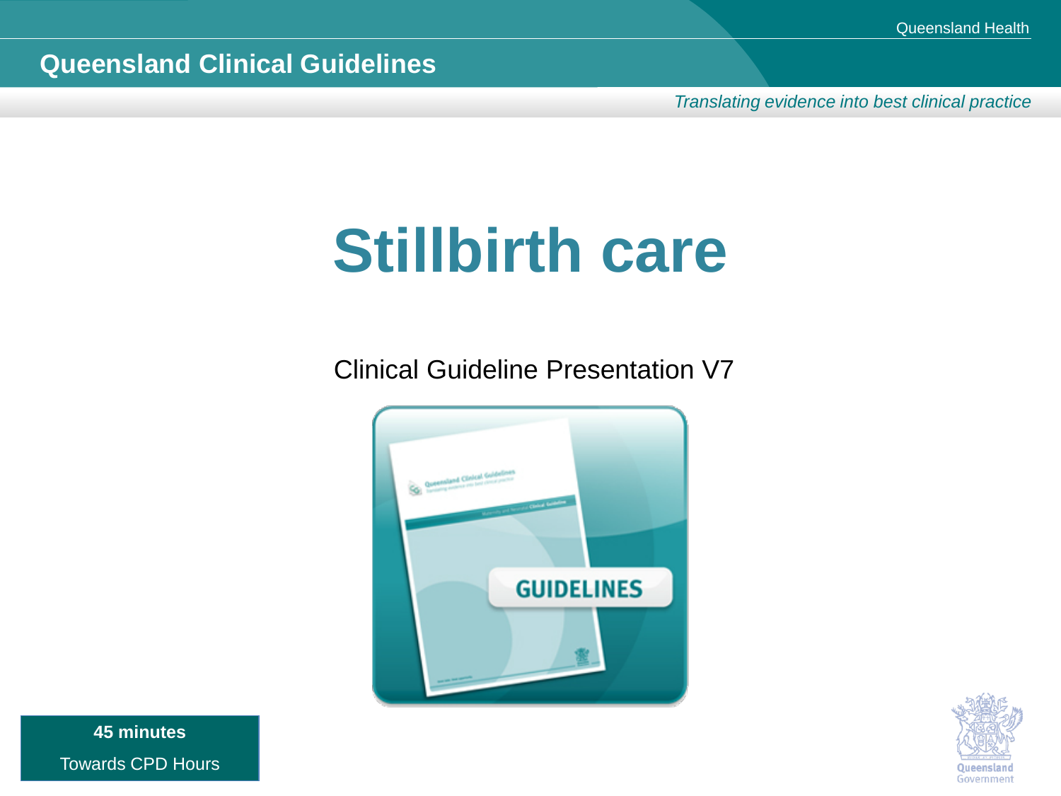Queensland Clinical Guidelines

*Translating evidence into best clinical practice*

# Stillbirth care

Clinical Guideline Presentation V7

**45 minutes**

Towards CPD Hours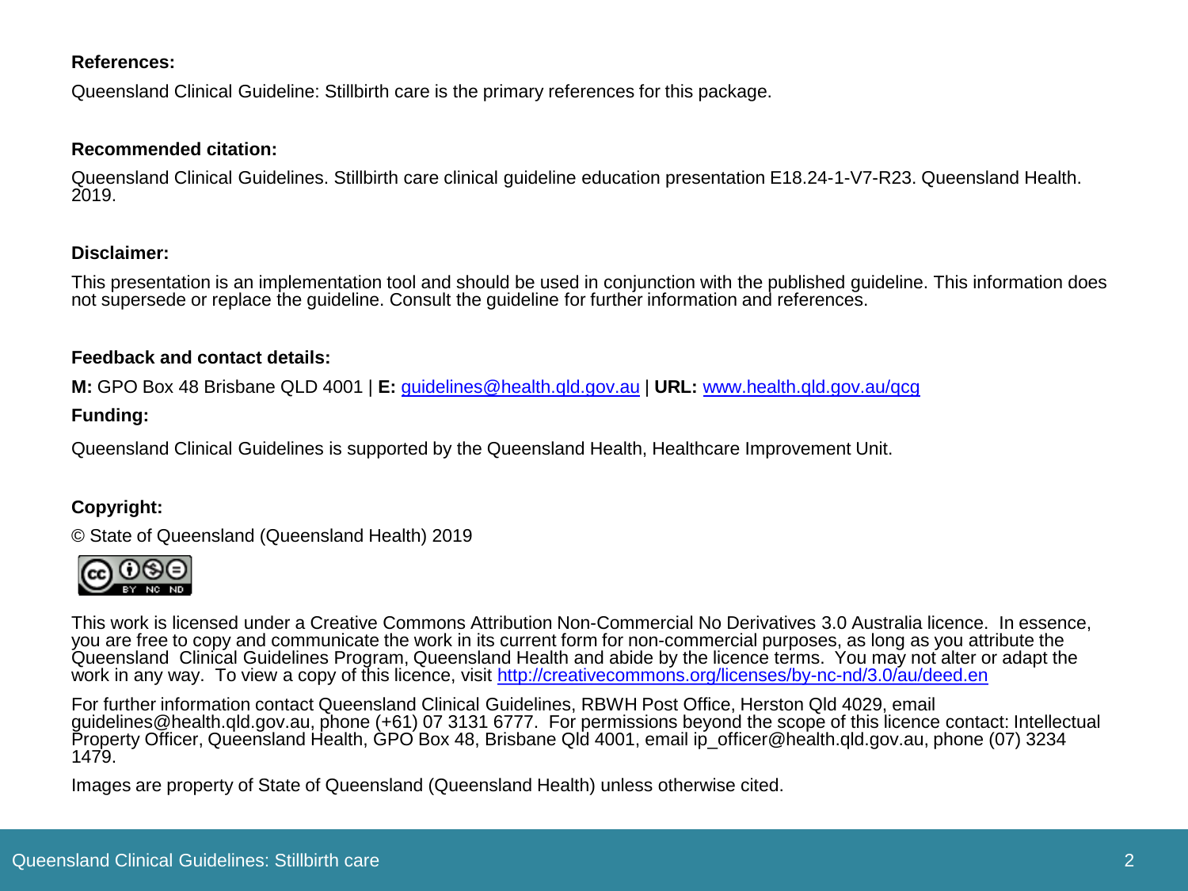**References:**

Queensland Clinical Guideline: Stillbirth care is the primary references for this package.

**Recommended citation:**

Queensland Clinical Guidelines. Stillbirth care clinical guideline education presentation E18.24-1-V7-R23. Queensland Health. 2019.

**Disclaimer:**

This presentation is an implementation tool and should be used in conjunction with the published guideline. This information does not supersede or replace the guideline. Consult the guideline for further information and references.

**Feedback and contact details:**

**M:** GPO Box 48 Brisbane QLD 4001 | **E:** guidelines@health.qld.gov.au | **URL:** www.health.qld.gov.au/qcg

**Funding:**

Queensland Clinical Guidelines is supported by the Queensland Health, Healthcare Improvement Unit.

**Copyright:**

© State of Queensland (Queensland Health) 2019

This work is licensed under a Creative Commons Attribution Non-Commercial No Derivatives 3.0 Australia licence. In essence, you are free to copy and communicate the work in its current form for non-commercial purposes, as long as you attribute the Queensland Clinical Guidelines Program, Queensland Health and abide by the licence terms. You may not alter or adapt the work in any way. To view a copy of this licence, visit http://creativecommons.org/licenses/by-nc-nd/3.0/au/deed.en

For further information contact Queensland Clinical Guidelines, RBWH Post Office, Herston Qld 4029, email guidelines@health.qld.gov.au, phone (+61) 07 3131 6777. For permissions beyond the scope of this licence contact: Intellectual Property Officer, Queensland Health, GPO Box 48, Brisbane Qld 4001, email ip_officer@health.qld.gov.au, phone (07) 3234 1479.

Images are property of State of Queensland (Queensland Health) unless otherwise cited.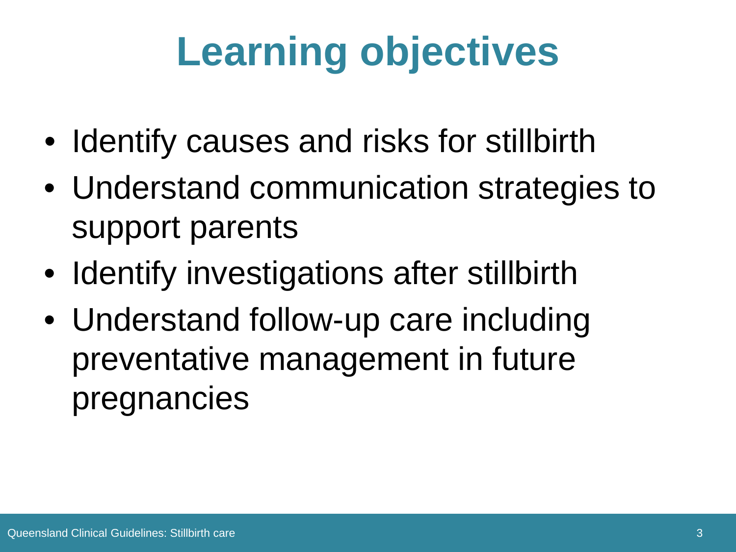# Learning objectives

- Identify causes and risks for stillbirth
- Understand communication strategies to support parents
- Identify investigations after stillbirth
- Understand follow-up care including preventative management in future pregnancies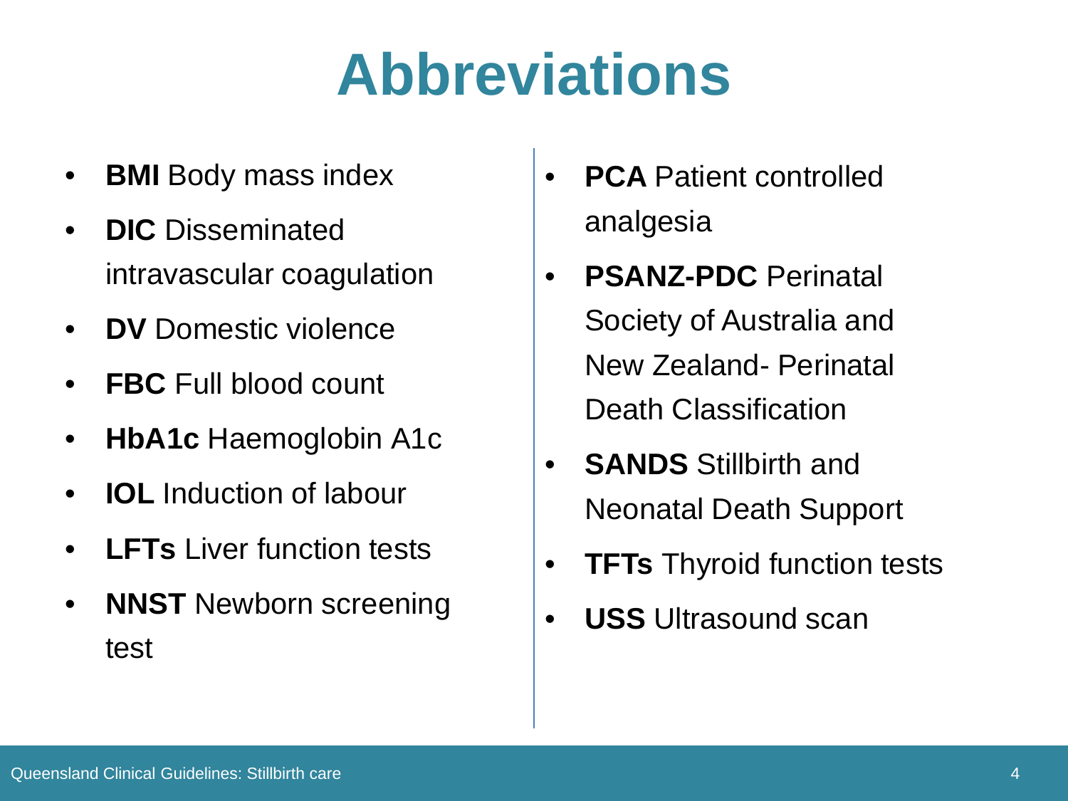# Abbreviations

- **BMI** Body mass index
- **DIC** Disseminated intravascular coagulation
- **DV** Domestic violence
- **FBC** Full blood count
- **HbA1c** Haemoglobin A1c
- **IOL** Induction of labour
- **LFTs** Liver function tests
- **NNST** Newborn screening test
- **PCA** Patient controlled analgesia
- **PSANZ-PDC** Perinatal Society of Australia and New Zealand- Perinatal Death Classification
- **SANDS** Stillbirth and Neonatal Death Support
- **TFTs** Thyroid function tests
- **USS** Ultrasound scan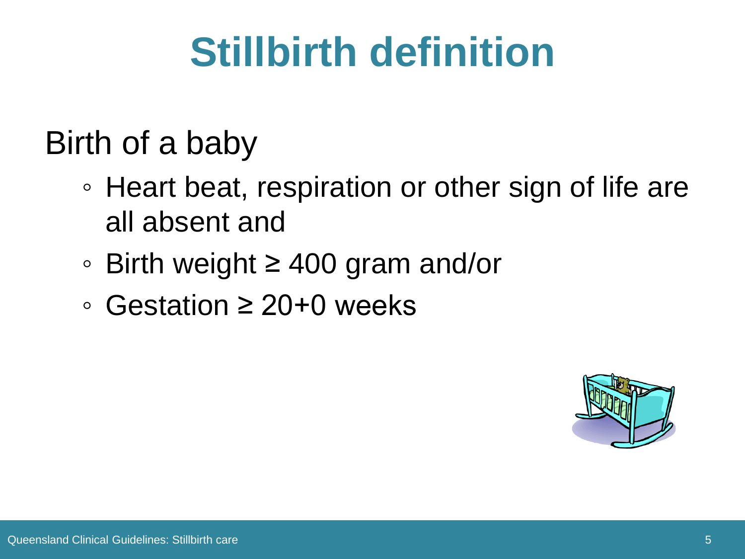# Stillbirth definition

Birth of a baby

- Heart beat, respiration or other sign of life are all absent and
- Birth weight ≥ 400 gram and/or
- Gestation ≥ 20+0 weeks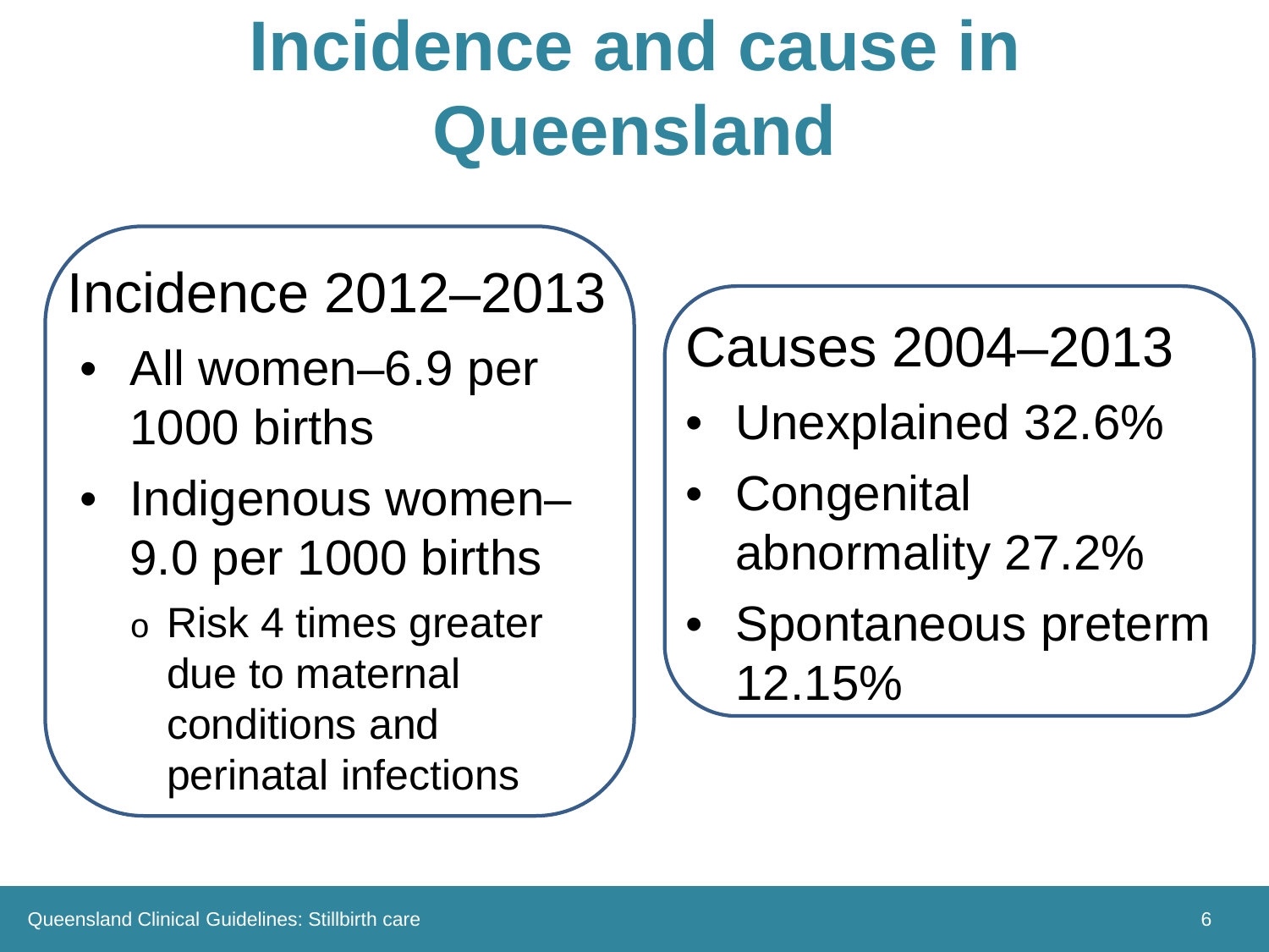# Incidence and cause in Queensland

## Incidence 2012–2013

- All women–6.9 per 1000 births
- Indigenous women–9.0 per 1000 births
  - Risk 4 times greater due to maternal conditions and perinatal infections

## Causes 2004–2013

- Unexplained 32.6%
- Congenital abnormality 27.2%
- Spontaneous preterm 12.15%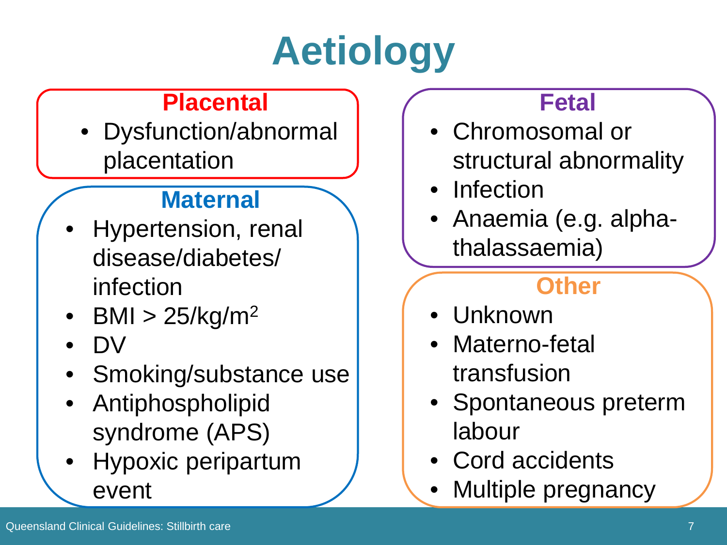# Aetiology

### Placental

- Dysfunction/abnormal placentation

### Maternal

- Hypertension, renal disease/diabetes/ infection
- BMI > 25/kg/m$^2$
- DV
- Smoking/substance use
- Antiphospholipid syndrome (APS)
- Hypoxic peripartum event

### Fetal

- Chromosomal or structural abnormality
- Infection
- Anaemia (e.g. alpha-thalassaemia)

### Other

- Unknown
- Materno-fetal transfusion
- Spontaneous preterm labour
- Cord accidents
- Multiple pregnancy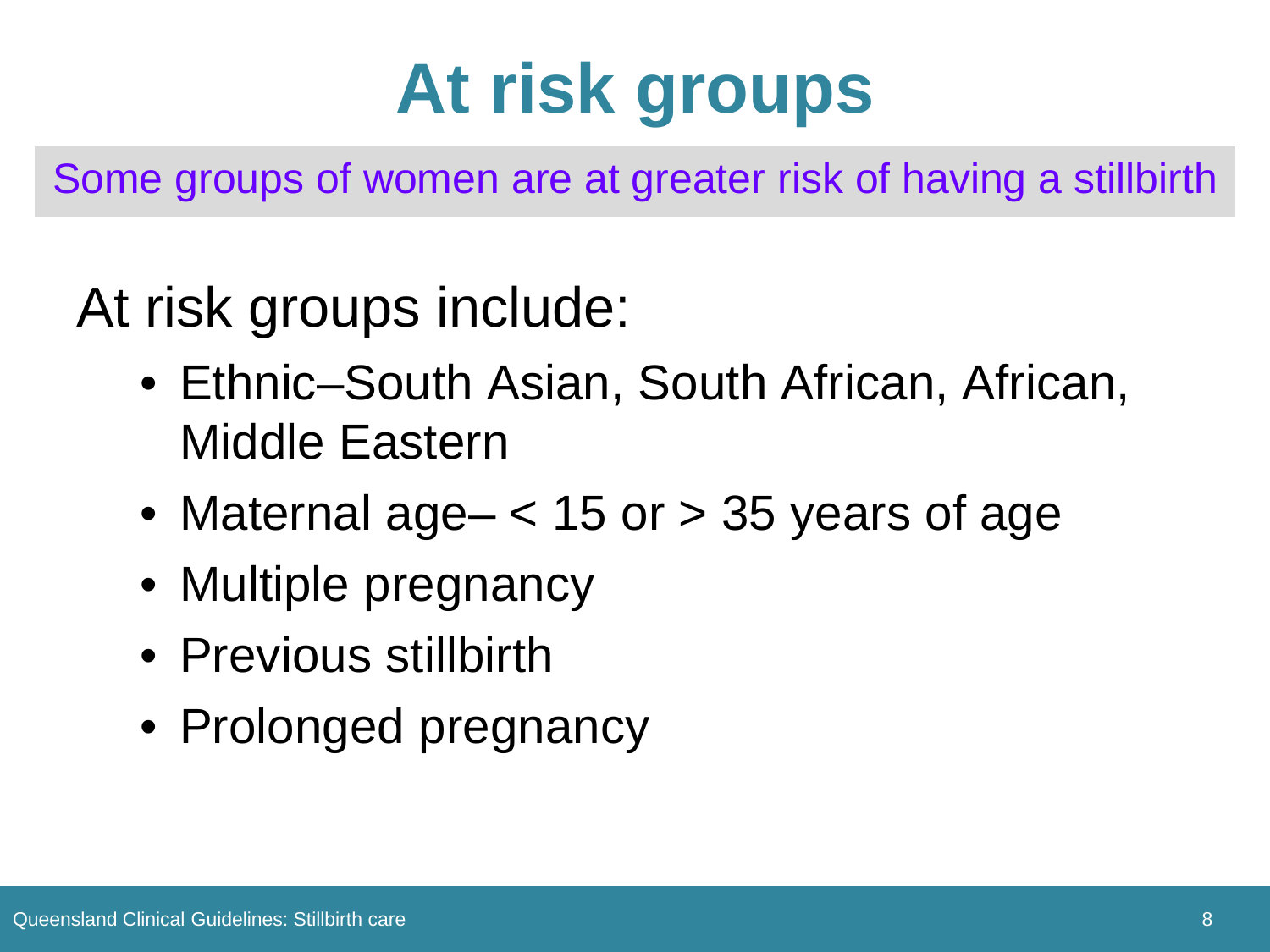# At risk groups

Some groups of women are at greater risk of having a stillbirth

At risk groups include:

- Ethnic–South Asian, South African, African, Middle Eastern
- Maternal age– < 15 or > 35 years of age
- Multiple pregnancy
- Previous stillbirth
- Prolonged pregnancy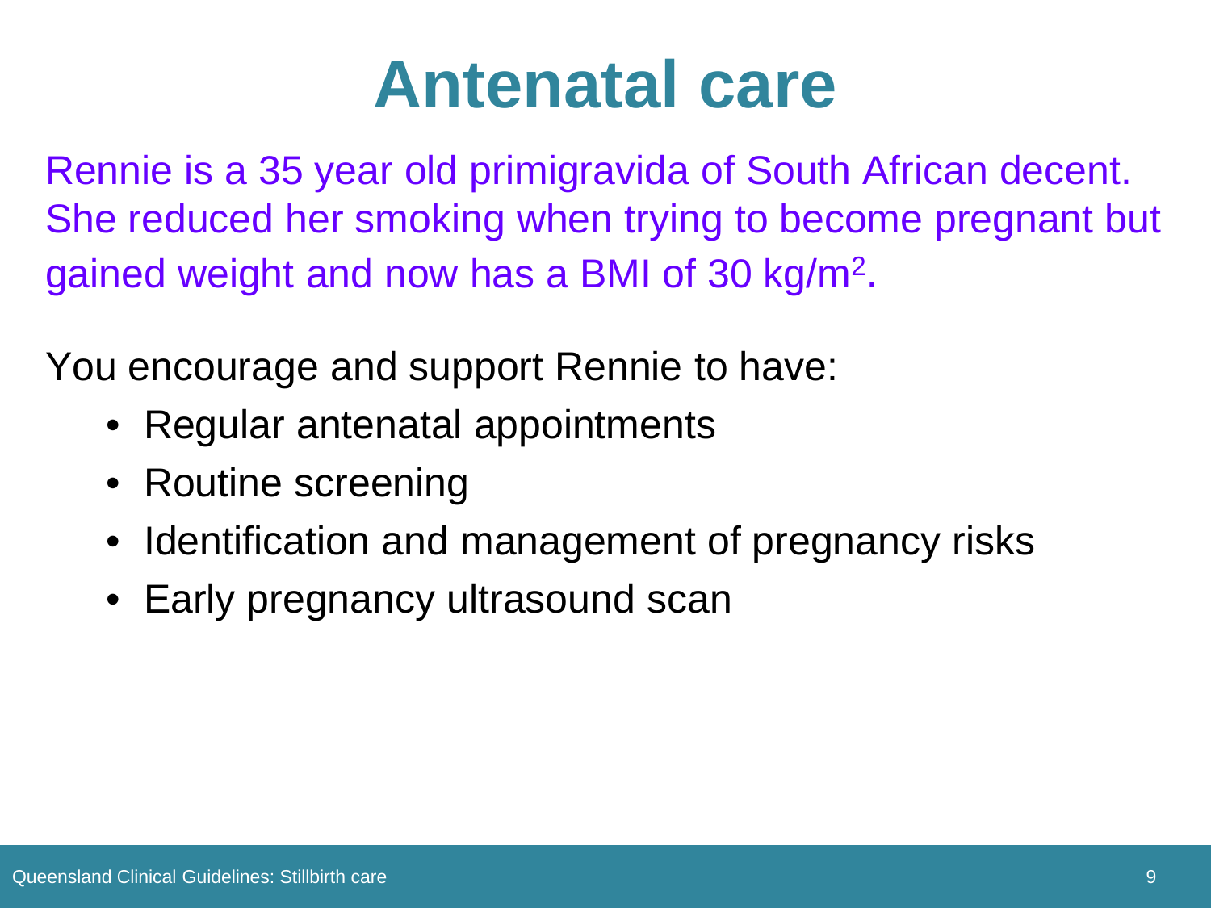# Antenatal care

Rennie is a 35 year old primigravida of South African decent. She reduced her smoking when trying to become pregnant but gained weight and now has a BMI of 30 $kg/m^2$.

You encourage and support Rennie to have:

- Regular antenatal appointments
- Routine screening
- Identification and management of pregnancy risks
- Early pregnancy ultrasound scan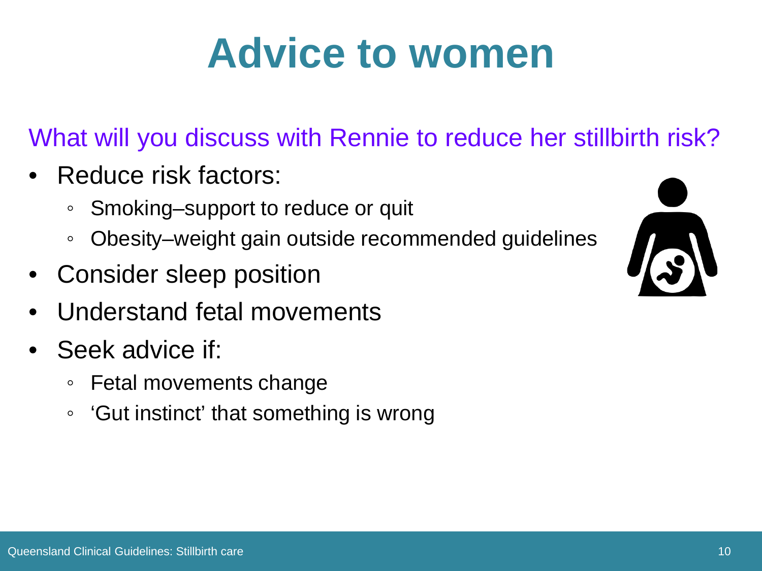# Advice to women

What will you discuss with Rennie to reduce her stillbirth risk?

- Reduce risk factors:
  - Smoking–support to reduce or quit
  - Obesity–weight gain outside recommended guidelines
- Consider sleep position
- Understand fetal movements
- Seek advice if:
  - Fetal movements change
  - 'Gut instinct' that something is wrong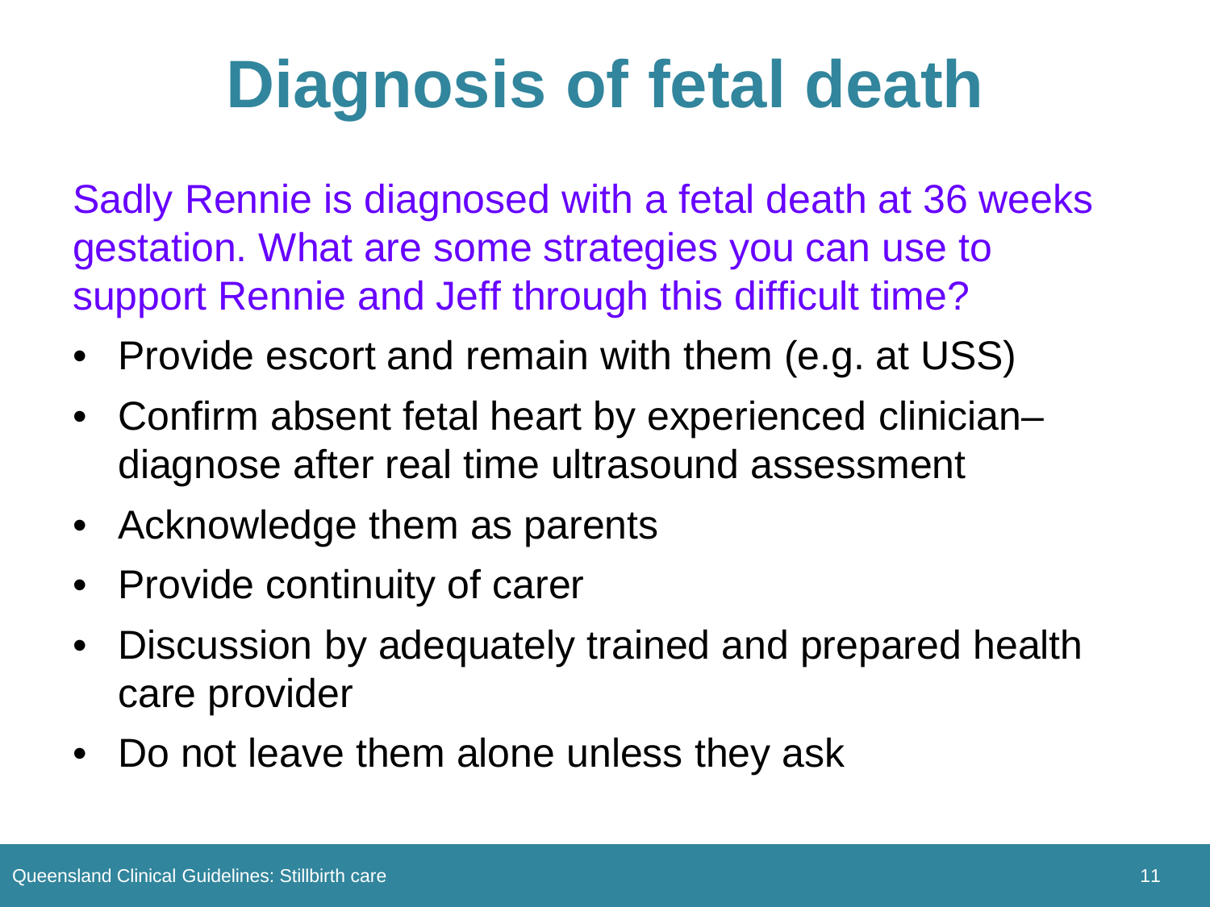# Diagnosis of fetal death

Sadly Rennie is diagnosed with a fetal death at 36 weeks gestation. What are some strategies you can use to support Rennie and Jeff through this difficult time?

- Provide escort and remain with them (e.g. at USS)
- Confirm absent fetal heart by experienced clinician– diagnose after real time ultrasound assessment
- Acknowledge them as parents
- Provide continuity of carer
- Discussion by adequately trained and prepared health care provider
- Do not leave them alone unless they ask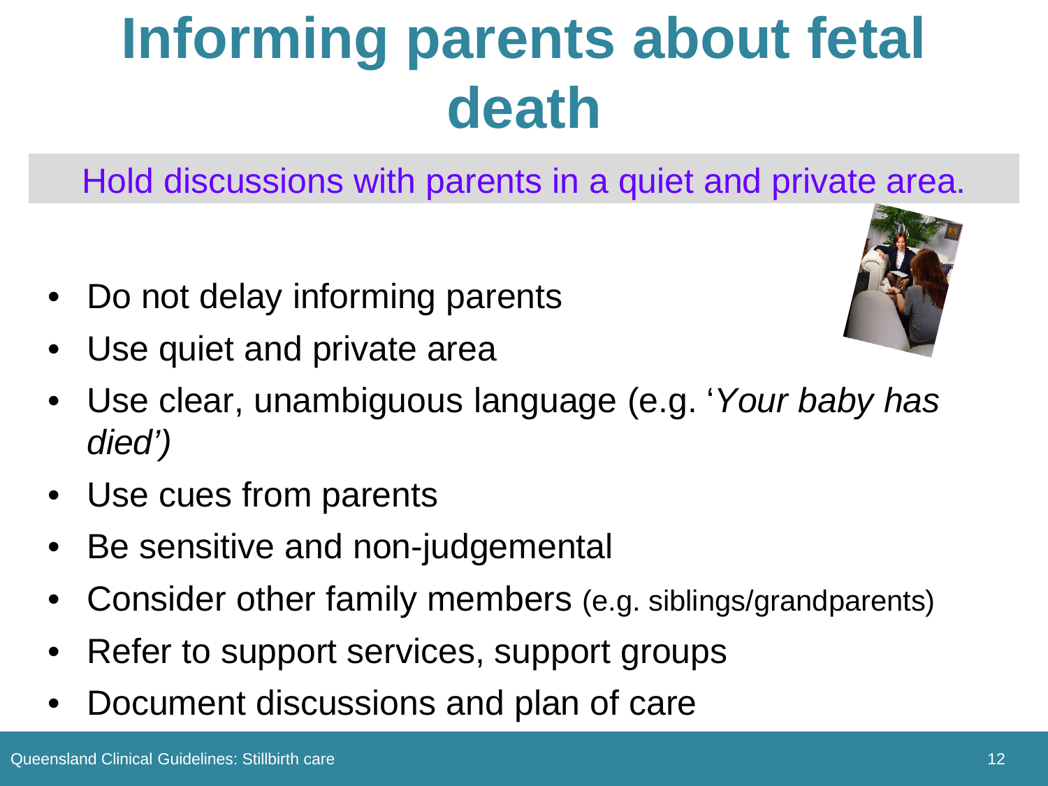# Informing parents about fetal death

Hold discussions with parents in a quiet and private area.

- Do not delay informing parents
- Use quiet and private area
- Use clear, unambiguous language (e.g. '*Your baby has died'*)
- Use cues from parents
- Be sensitive and non-judgemental
- Consider other family members (e.g. siblings/grandparents)
- Refer to support services, support groups
- Document discussions and plan of care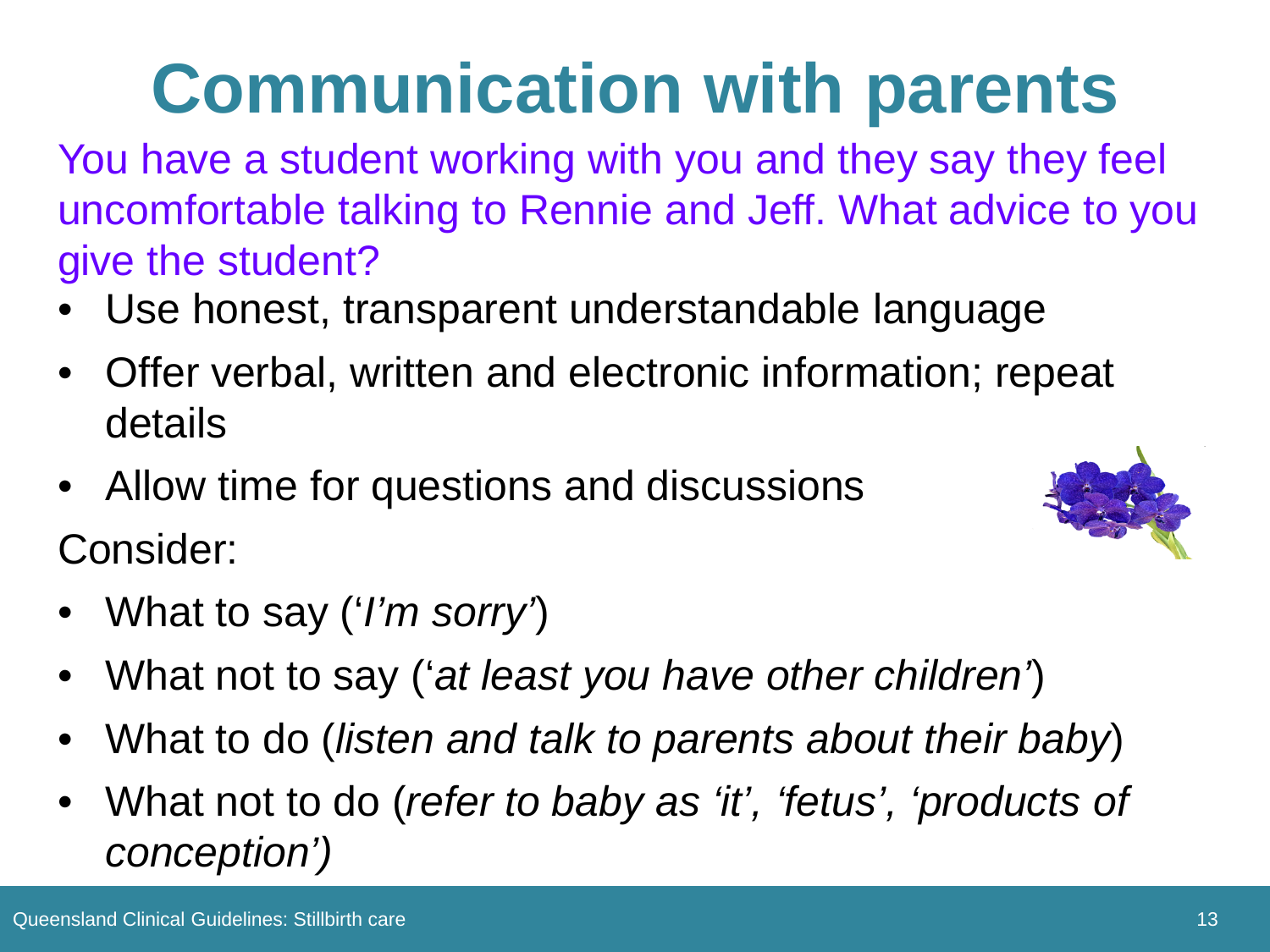# Communication with parents

You have a student working with you and they say they feel uncomfortable talking to Rennie and Jeff. What advice to you give the student?

- Use honest, transparent understandable language
- Offer verbal, written and electronic information; repeat details
- Allow time for questions and discussions

Consider:

- What to say ('*I'm sorry*')
- What not to say ('*at least you have other children*')
- What to do (*listen and talk to parents about their baby*)
- What not to do (*refer to baby as 'it', 'fetus', 'products of conception')*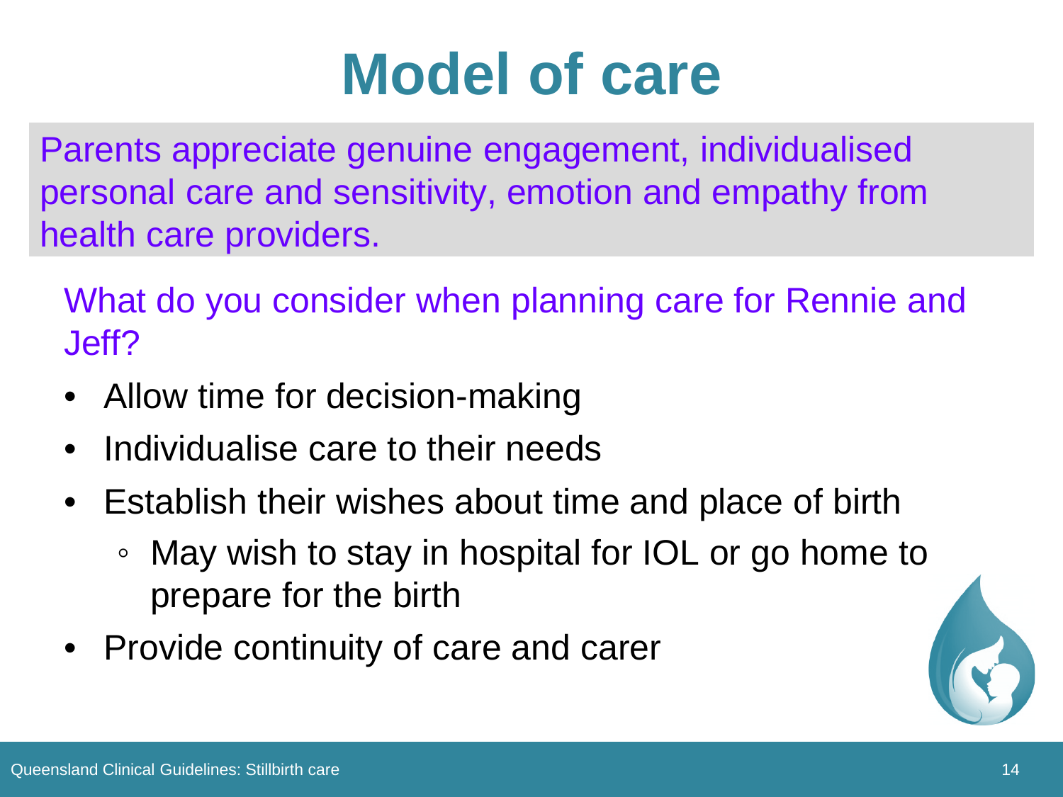# Model of care

Parents appreciate genuine engagement, individualised personal care and sensitivity, emotion and empathy from health care providers.

What do you consider when planning care for Rennie and Jeff?

- Allow time for decision-making
- Individualise care to their needs
- Establish their wishes about time and place of birth
  - May wish to stay in hospital for IOL or go home to prepare for the birth
- Provide continuity of care and carer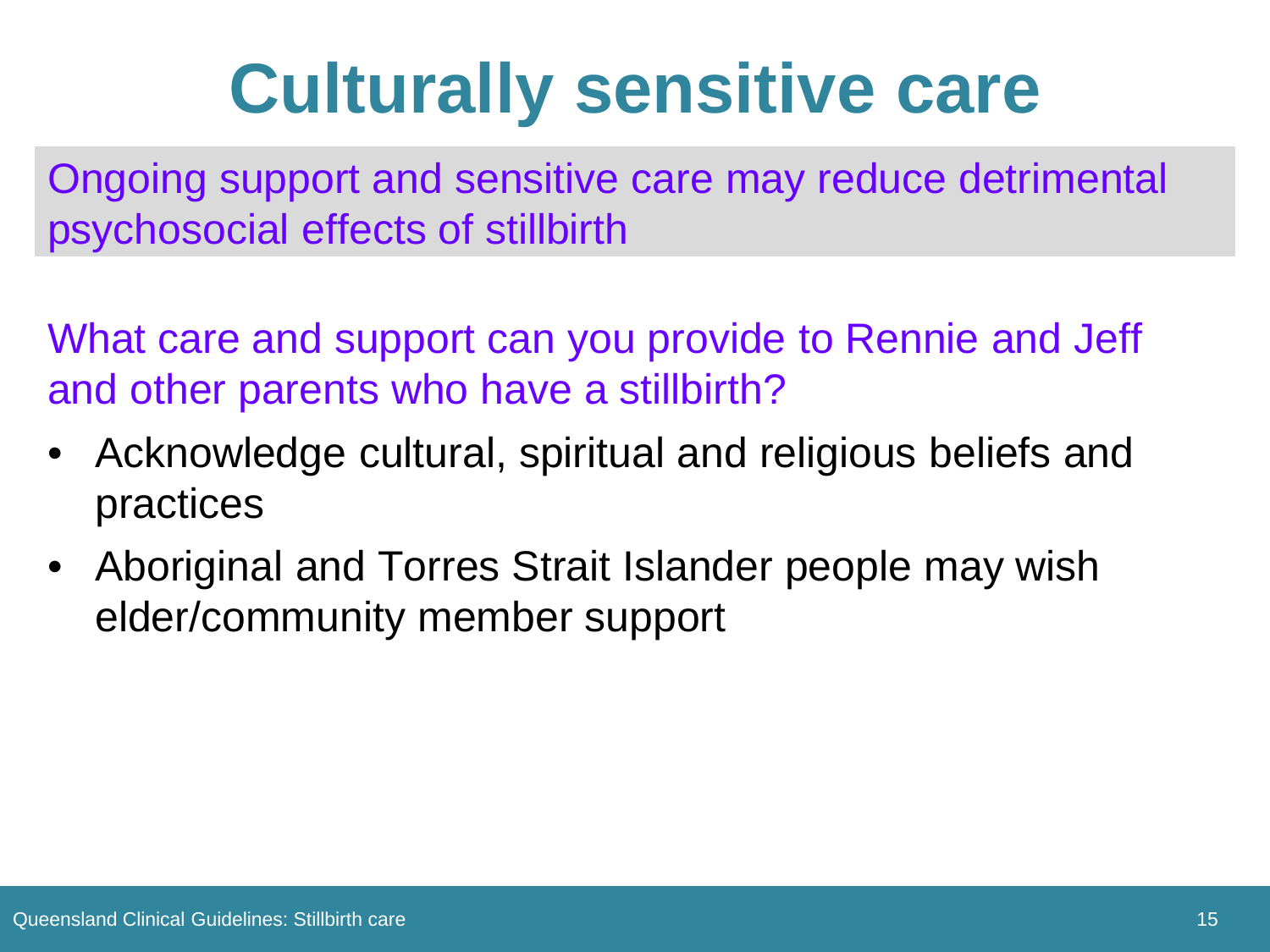# Culturally sensitive care

Ongoing support and sensitive care may reduce detrimental psychosocial effects of stillbirth

What care and support can you provide to Rennie and Jeff and other parents who have a stillbirth?

- Acknowledge cultural, spiritual and religious beliefs and practices
- Aboriginal and Torres Strait Islander people may wish elder/community member support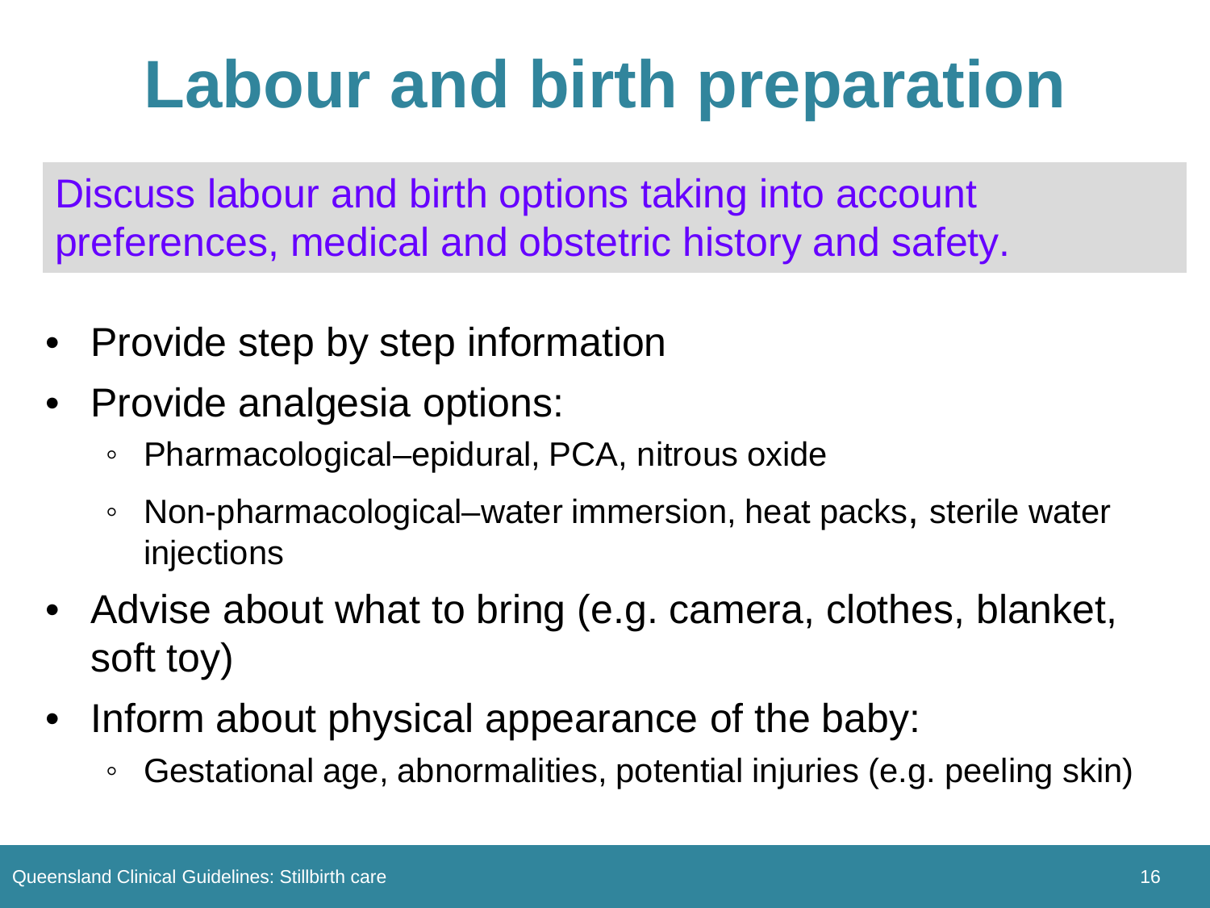# Labour and birth preparation

Discuss labour and birth options taking into account preferences, medical and obstetric history and safety.

- Provide step by step information
- Provide analgesia options:
  - Pharmacological–epidural, PCA, nitrous oxide
  - Non-pharmacological–water immersion, heat packs, sterile water injections
- Advise about what to bring (e.g. camera, clothes, blanket, soft toy)
- Inform about physical appearance of the baby:
  - Gestational age, abnormalities, potential injuries (e.g. peeling skin)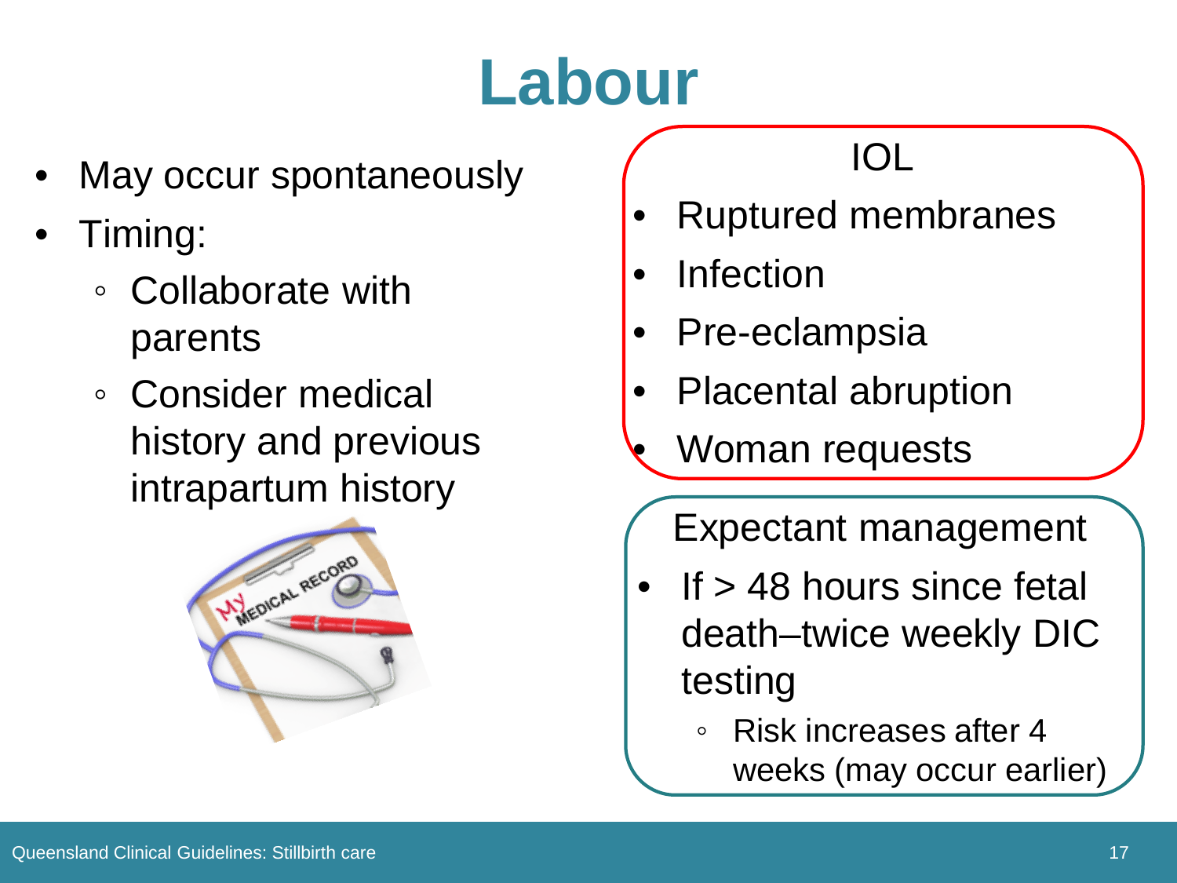# Labour

- May occur spontaneously
- Timing:
  - Collaborate with parents
  - Consider medical history and previous intrapartum history

## IOL

- Ruptured membranes
- Infection
- Pre-eclampsia
- Placental abruption
- Woman requests

## Expectant management

- If > 48 hours since fetal death–twice weekly DIC testing
  - Risk increases after 4 weeks (may occur earlier)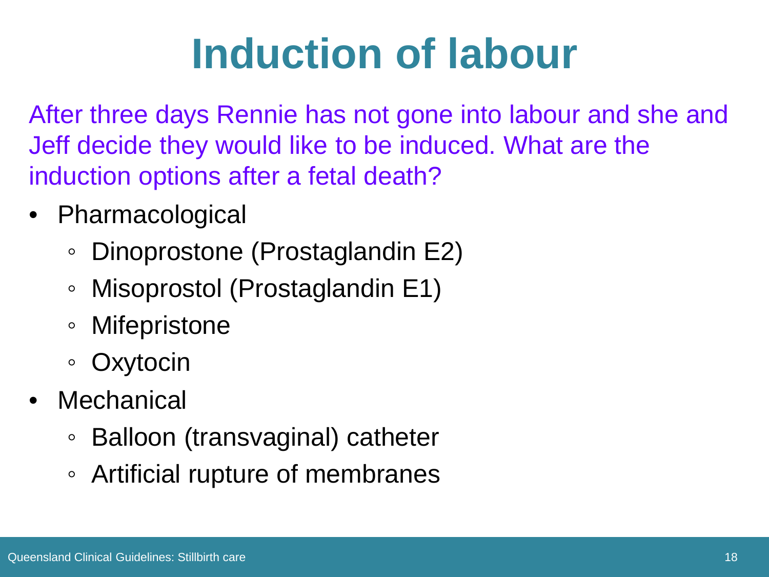# Induction of labour

After three days Rennie has not gone into labour and she and Jeff decide they would like to be induced. What are the induction options after a fetal death?

- Pharmacological
  - Dinoprostone (Prostaglandin E2)
  - Misoprostol (Prostaglandin E1)
  - Mifepristone
  - Oxytocin
- Mechanical
  - Balloon (transvaginal) catheter
  - Artificial rupture of membranes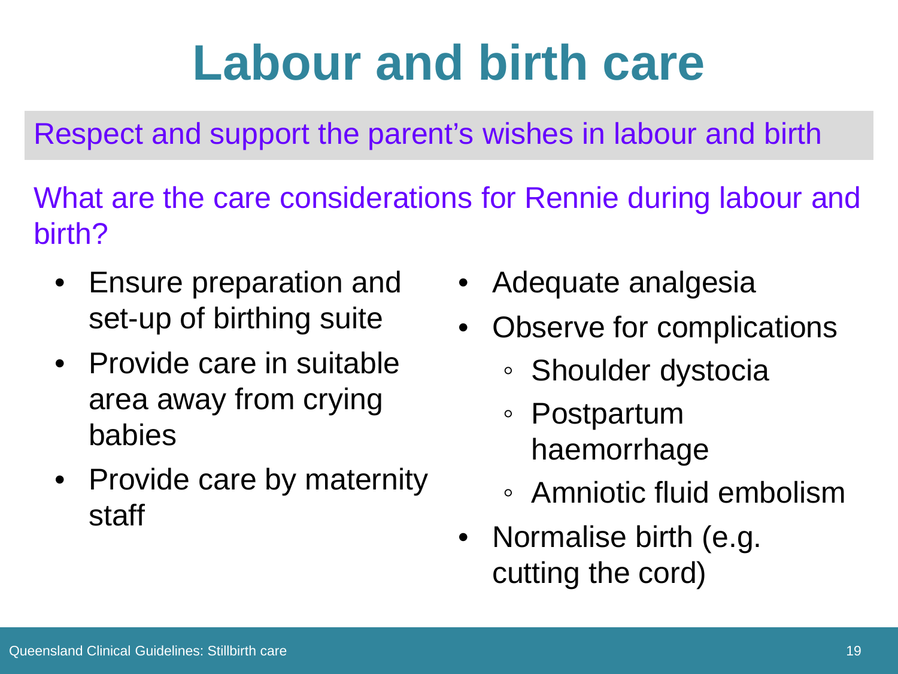# Labour and birth care

Respect and support the parent's wishes in labour and birth

What are the care considerations for Rennie during labour and birth?

- Ensure preparation and set-up of birthing suite
- Provide care in suitable area away from crying babies
- Provide care by maternity staff
- Adequate analgesia
- Observe for complications
  - Shoulder dystocia
  - Postpartum haemorrhage
  - Amniotic fluid embolism
- Normalise birth (e.g. cutting the cord)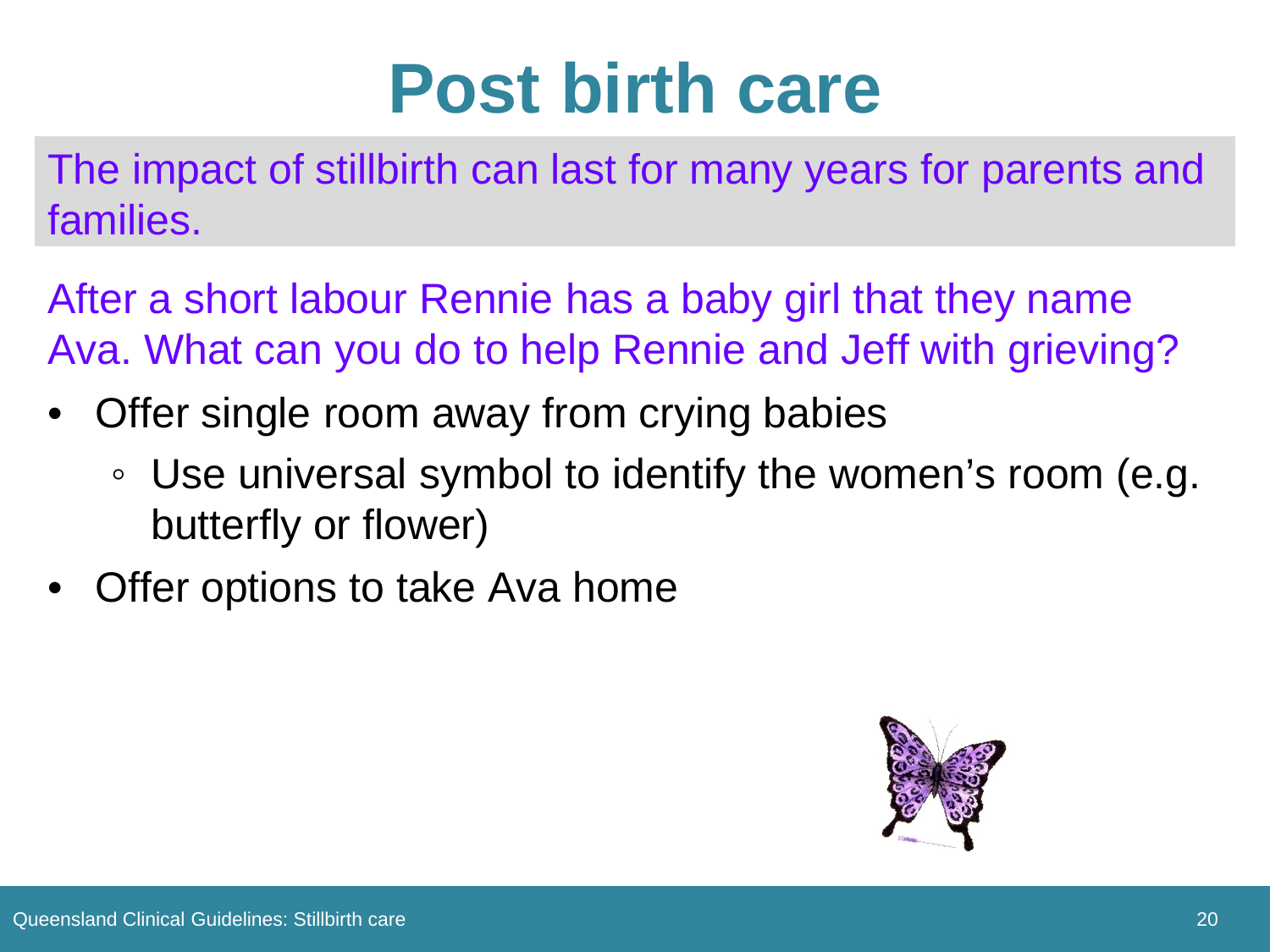# Post birth care

The impact of stillbirth can last for many years for parents and families.

After a short labour Rennie has a baby girl that they name Ava. What can you do to help Rennie and Jeff with grieving?

- Offer single room away from crying babies
  - Use universal symbol to identify the women's room (e.g. butterfly or flower)
- Offer options to take Ava home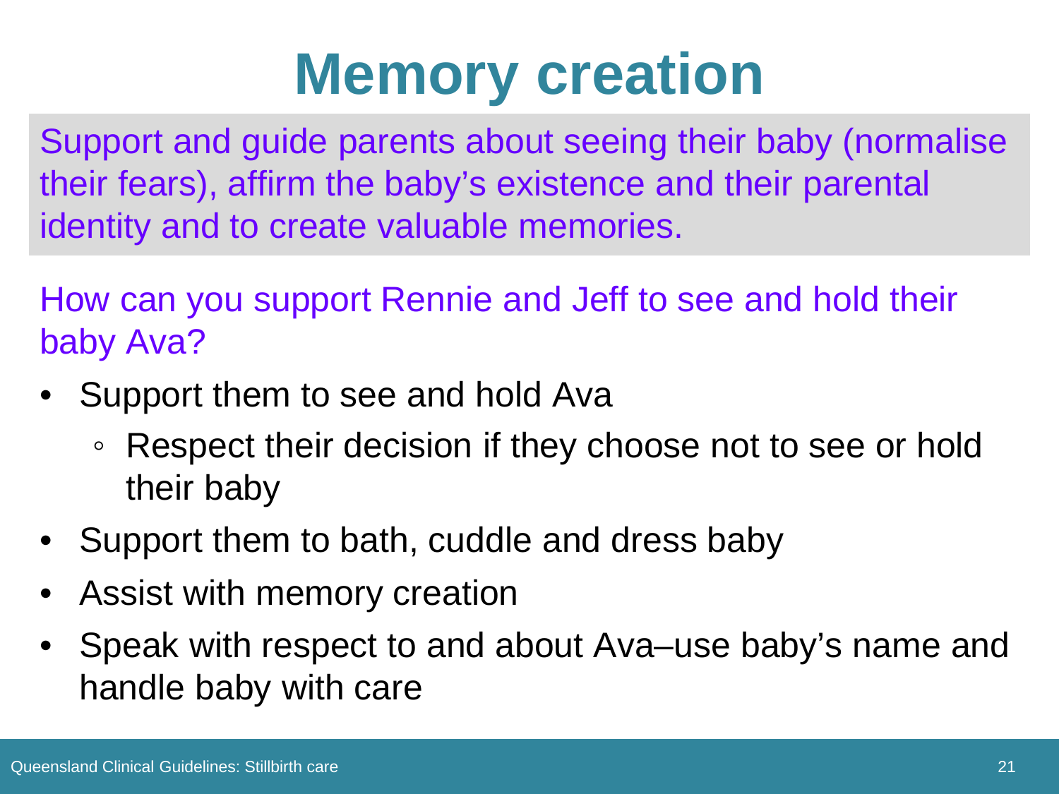# Memory creation

Support and guide parents about seeing their baby (normalise their fears), affirm the baby's existence and their parental identity and to create valuable memories.

How can you support Rennie and Jeff to see and hold their baby Ava?

- Support them to see and hold Ava
  - Respect their decision if they choose not to see or hold their baby
- Support them to bath, cuddle and dress baby
- Assist with memory creation
- Speak with respect to and about Ava–use baby's name and handle baby with care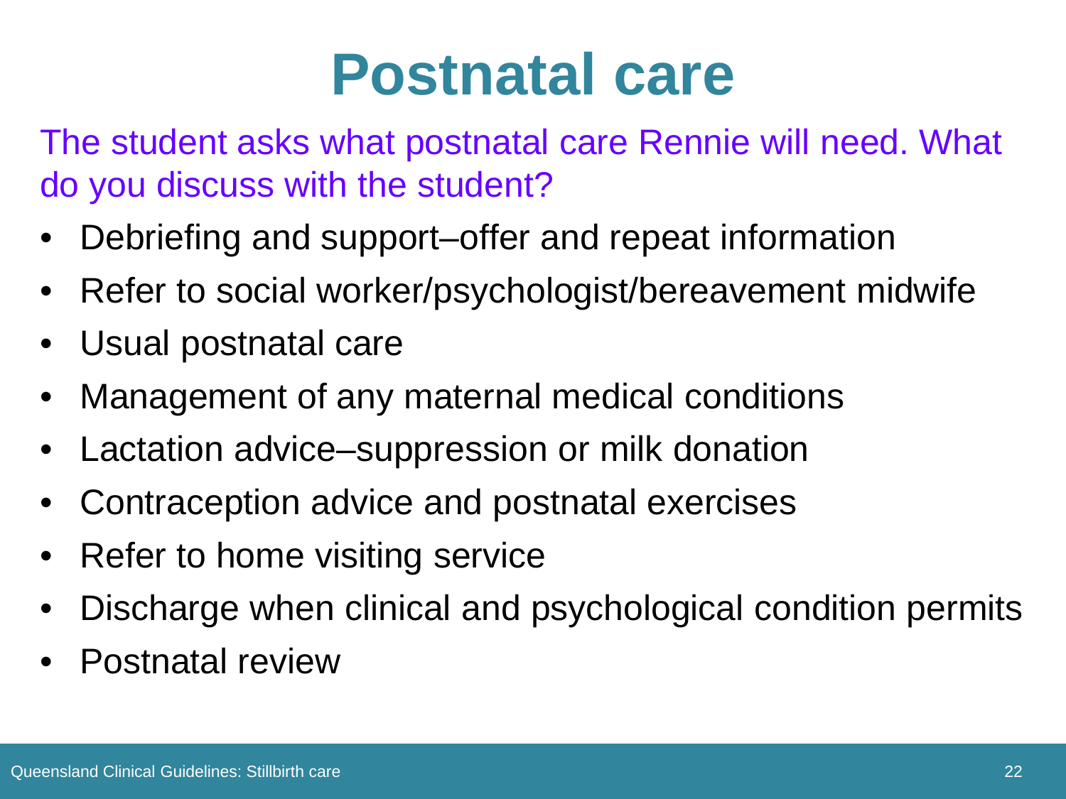# Postnatal care

The student asks what postnatal care Rennie will need. What do you discuss with the student?

- Debriefing and support–offer and repeat information
- Refer to social worker/psychologist/bereavement midwife
- Usual postnatal care
- Management of any maternal medical conditions
- Lactation advice–suppression or milk donation
- Contraception advice and postnatal exercises
- Refer to home visiting service
- Discharge when clinical and psychological condition permits
- Postnatal review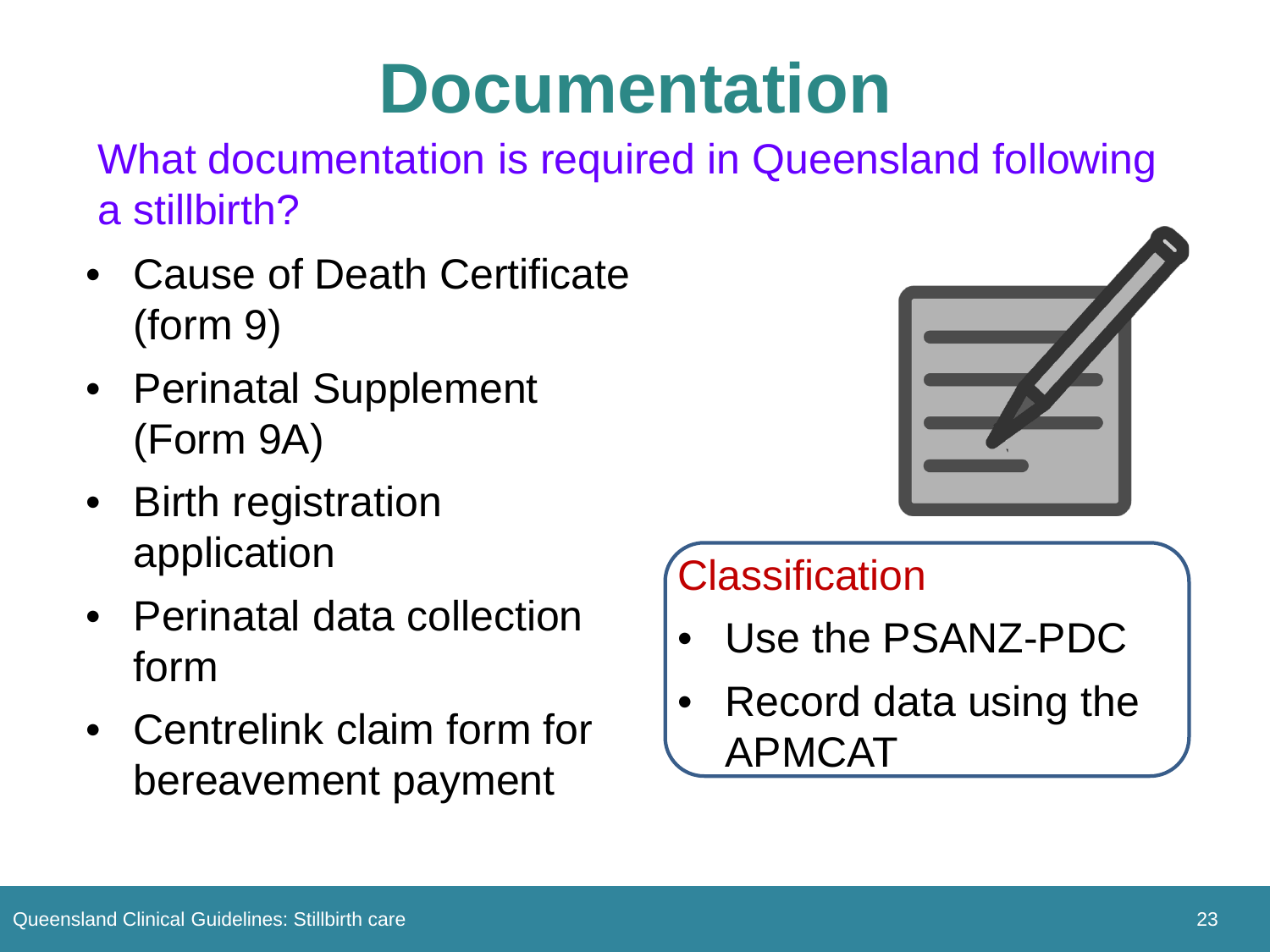# Documentation

What documentation is required in Queensland following a stillbirth?

- Cause of Death Certificate (form 9)
- Perinatal Supplement (Form 9A)
- Birth registration application
- Perinatal data collection form
- Centrelink claim form for bereavement payment

Classification

- Use the PSANZ-PDC
- Record data using the APMCAT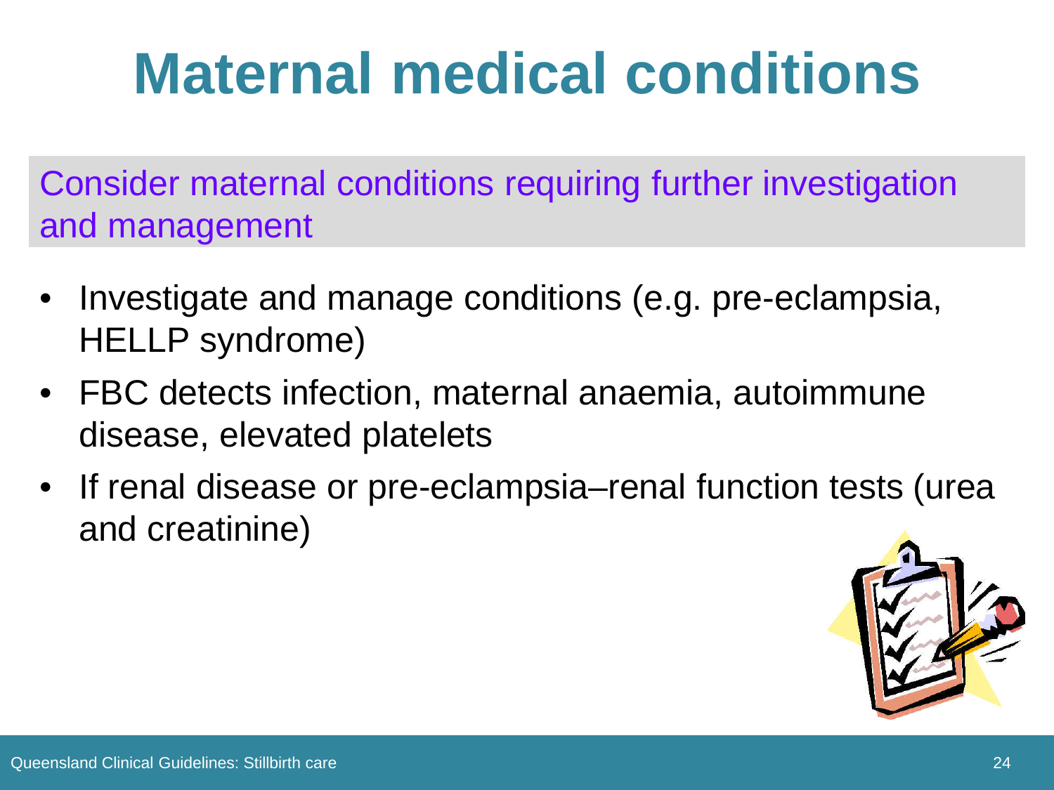# Maternal medical conditions

Consider maternal conditions requiring further investigation and management

- Investigate and manage conditions (e.g. pre-eclampsia, HELLP syndrome)
- FBC detects infection, maternal anaemia, autoimmune disease, elevated platelets
- If renal disease or pre-eclampsia–renal function tests (urea and creatinine)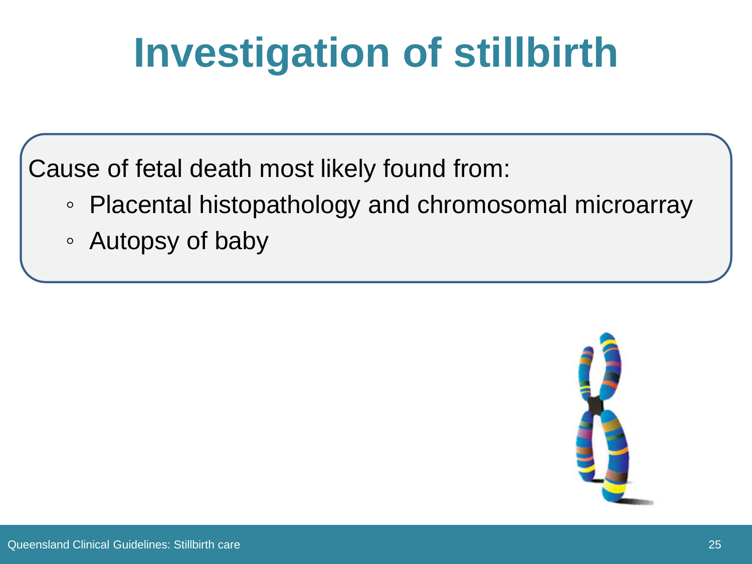# Investigation of stillbirth

Cause of fetal death most likely found from:

- Placental histopathology and chromosomal microarray
- Autopsy of baby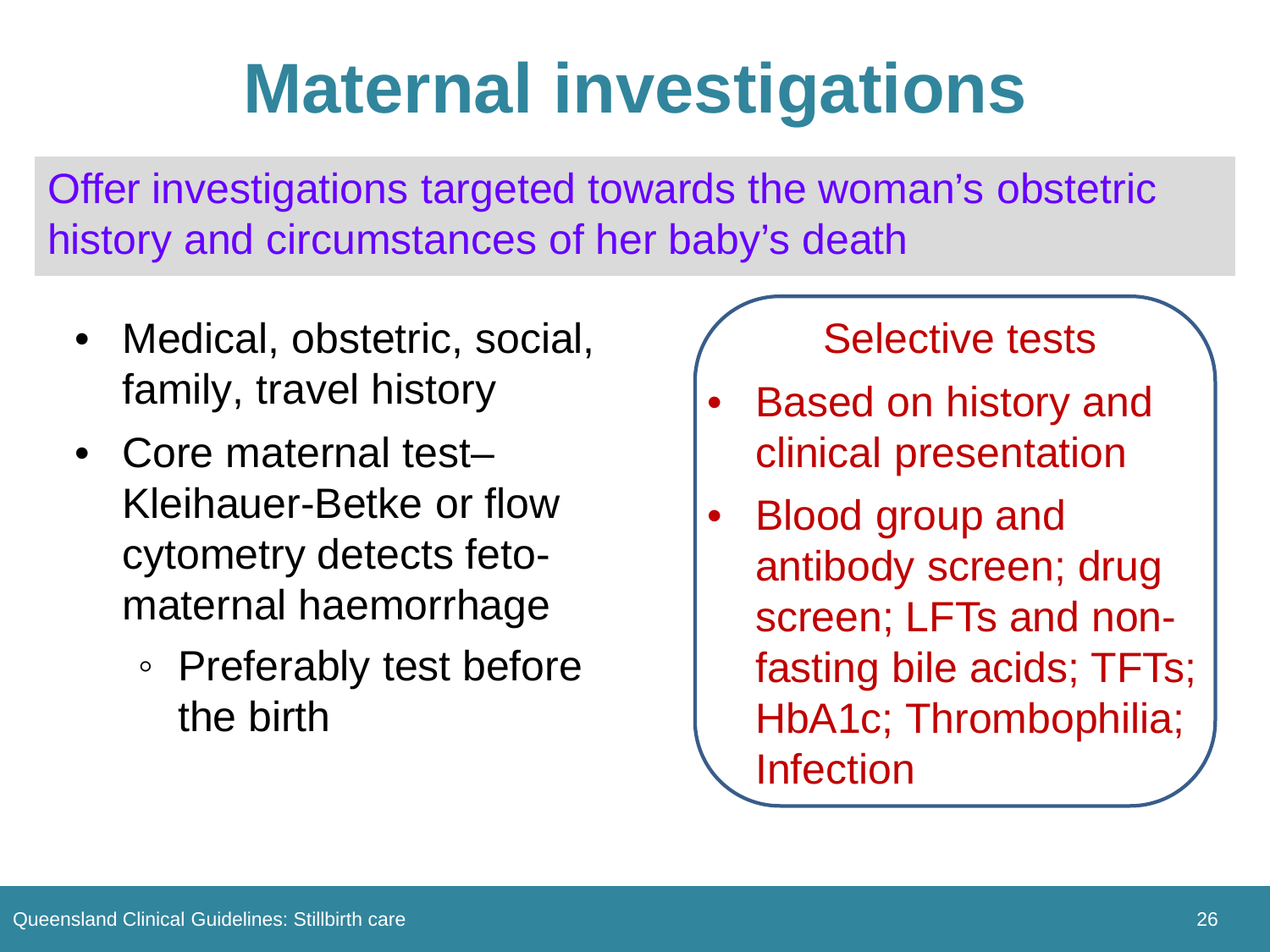# Maternal investigations

Offer investigations targeted towards the woman's obstetric history and circumstances of her baby's death

- Medical, obstetric, social, family, travel history
- Core maternal test– Kleihauer-Betke or flow cytometry detects feto-maternal haemorrhage
  - Preferably test before the birth

Selective tests

- Based on history and clinical presentation
- Blood group and antibody screen; drug screen; LFTs and non-fasting bile acids; TFTs; HbA1c; Thrombophilia; Infection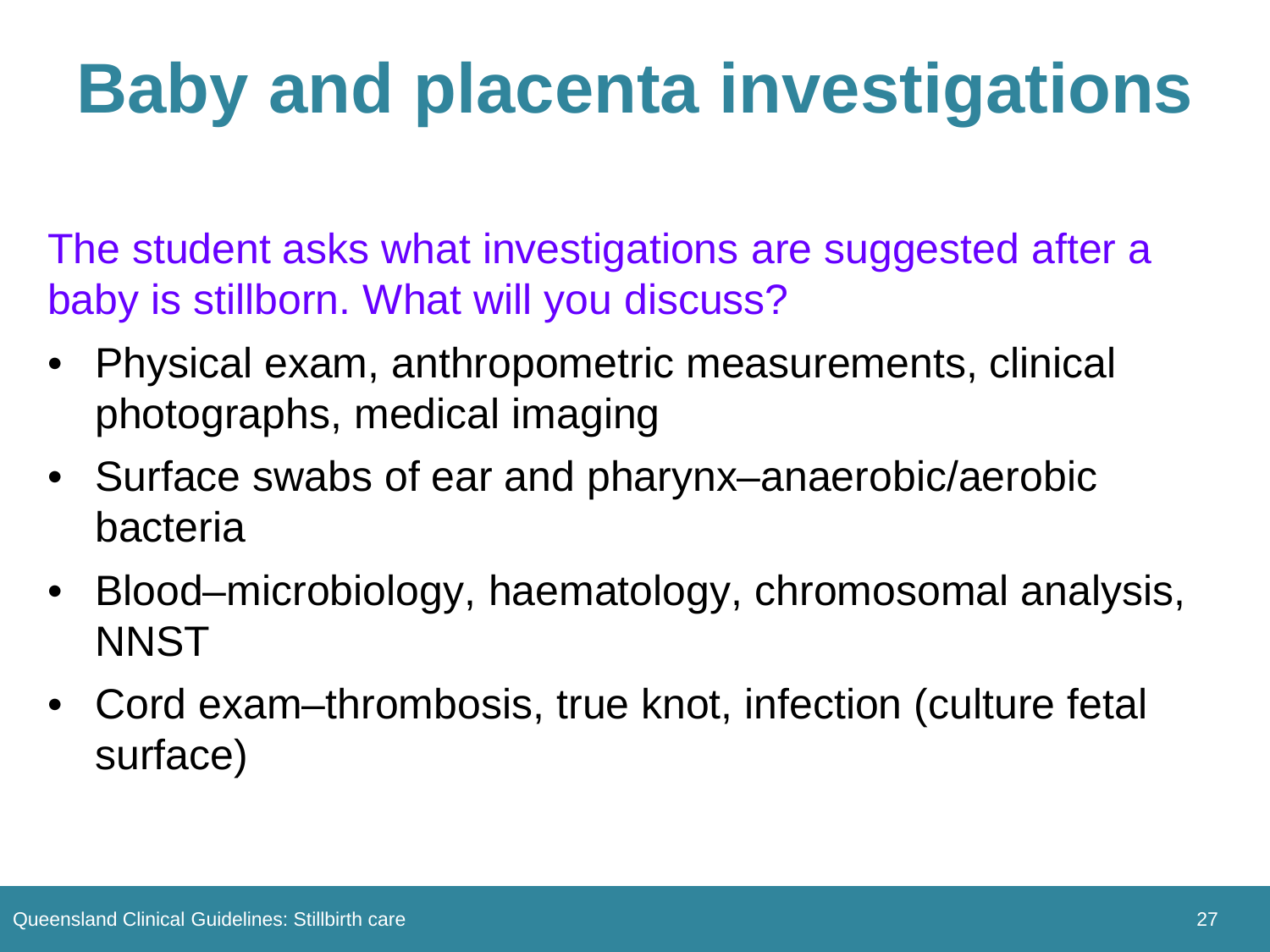# Baby and placenta investigations

The student asks what investigations are suggested after a baby is stillborn. What will you discuss?

- Physical exam, anthropometric measurements, clinical photographs, medical imaging
- Surface swabs of ear and pharynx–anaerobic/aerobic bacteria
- Blood–microbiology, haematology, chromosomal analysis, NNST
- Cord exam–thrombosis, true knot, infection (culture fetal surface)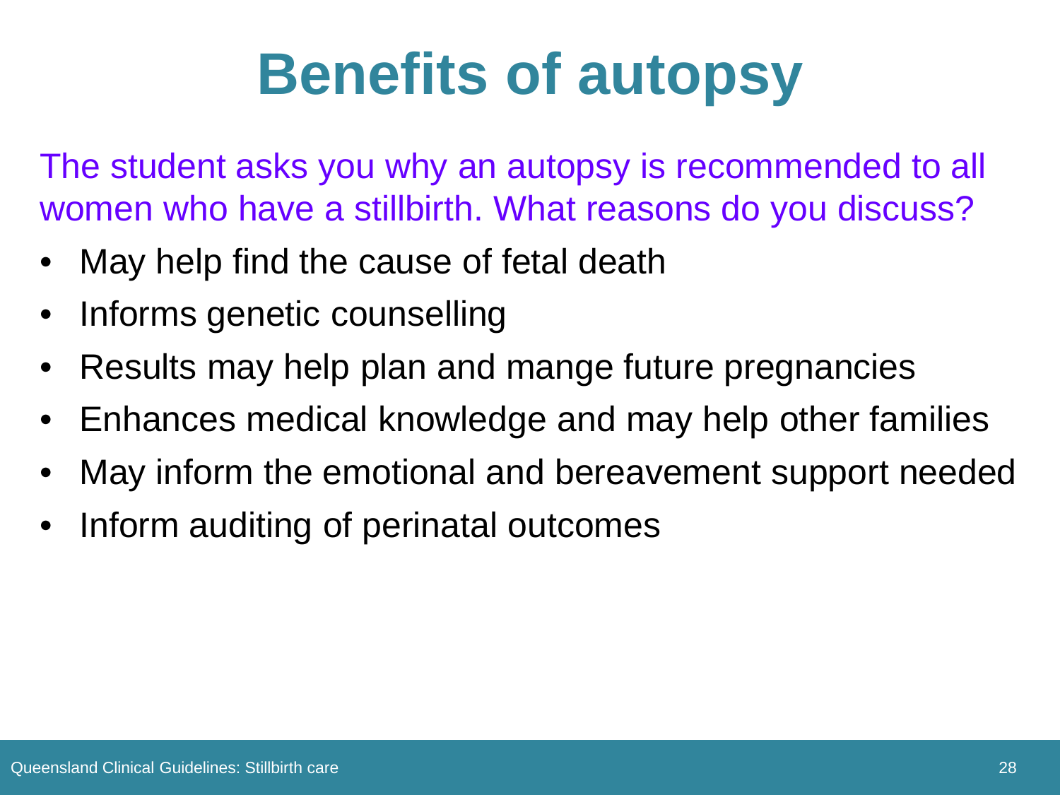# Benefits of autopsy

The student asks you why an autopsy is recommended to all women who have a stillbirth. What reasons do you discuss?

- May help find the cause of fetal death
- Informs genetic counselling
- Results may help plan and mange future pregnancies
- Enhances medical knowledge and may help other families
- May inform the emotional and bereavement support needed
- Inform auditing of perinatal outcomes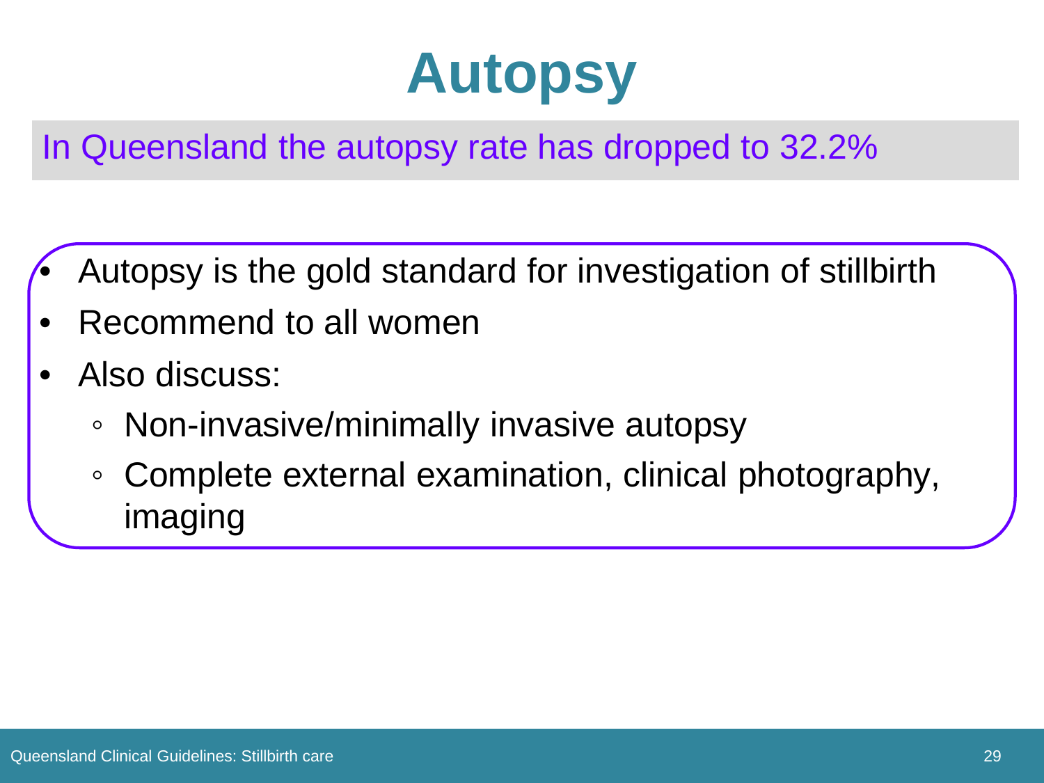# Autopsy

In Queensland the autopsy rate has dropped to 32.2%

- Autopsy is the gold standard for investigation of stillbirth
- Recommend to all women
- Also discuss:
  - Non-invasive/minimally invasive autopsy
  - Complete external examination, clinical photography, imaging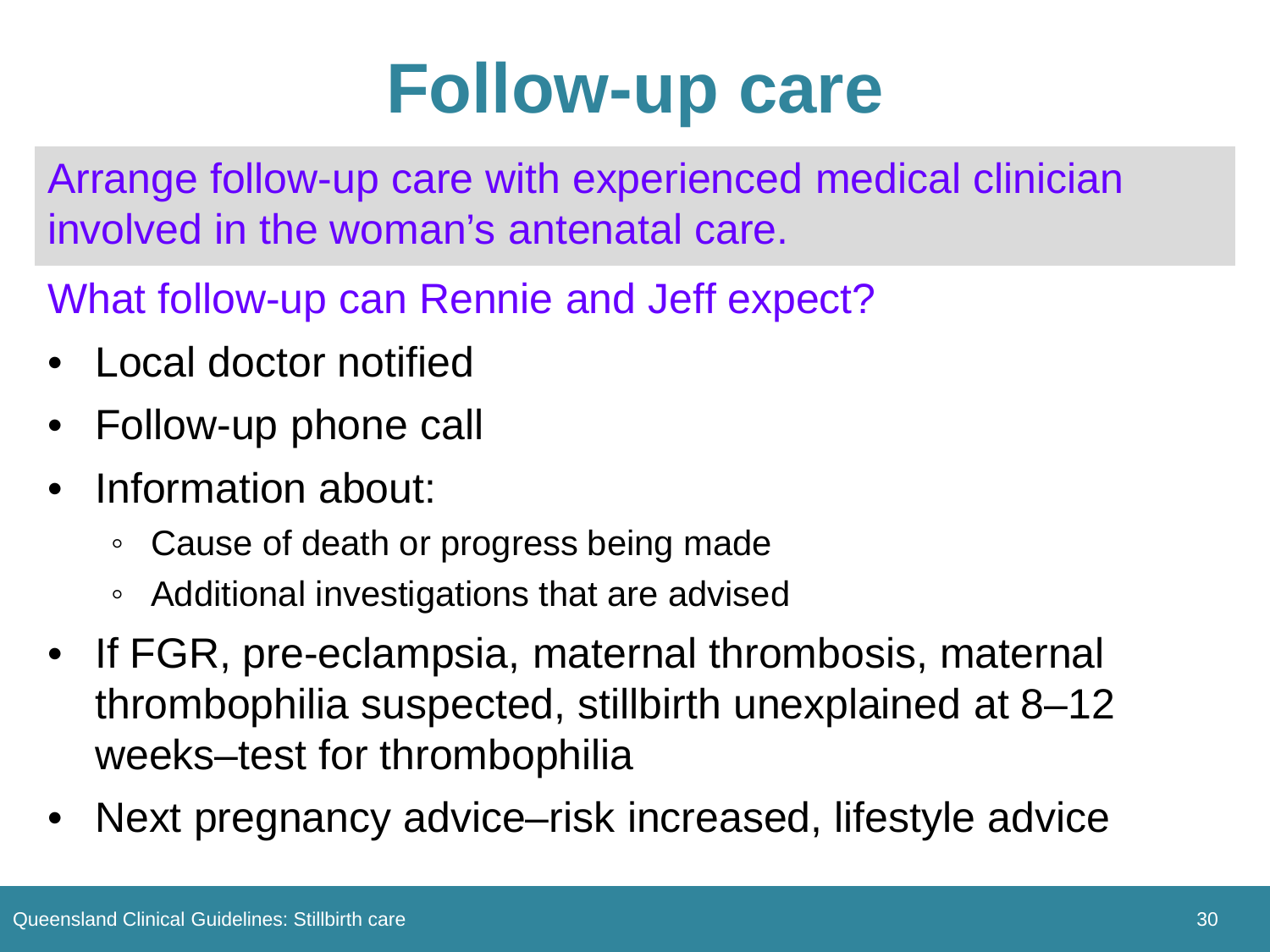# Follow-up care

Arrange follow-up care with experienced medical clinician involved in the woman's antenatal care.

What follow-up can Rennie and Jeff expect?

- Local doctor notified
- Follow-up phone call
- Information about:
    - Cause of death or progress being made
    - Additional investigations that are advised
- If FGR, pre-eclampsia, maternal thrombosis, maternal thrombophilia suspected, stillbirth unexplained at 8–12 weeks–test for thrombophilia
- Next pregnancy advice–risk increased, lifestyle advice